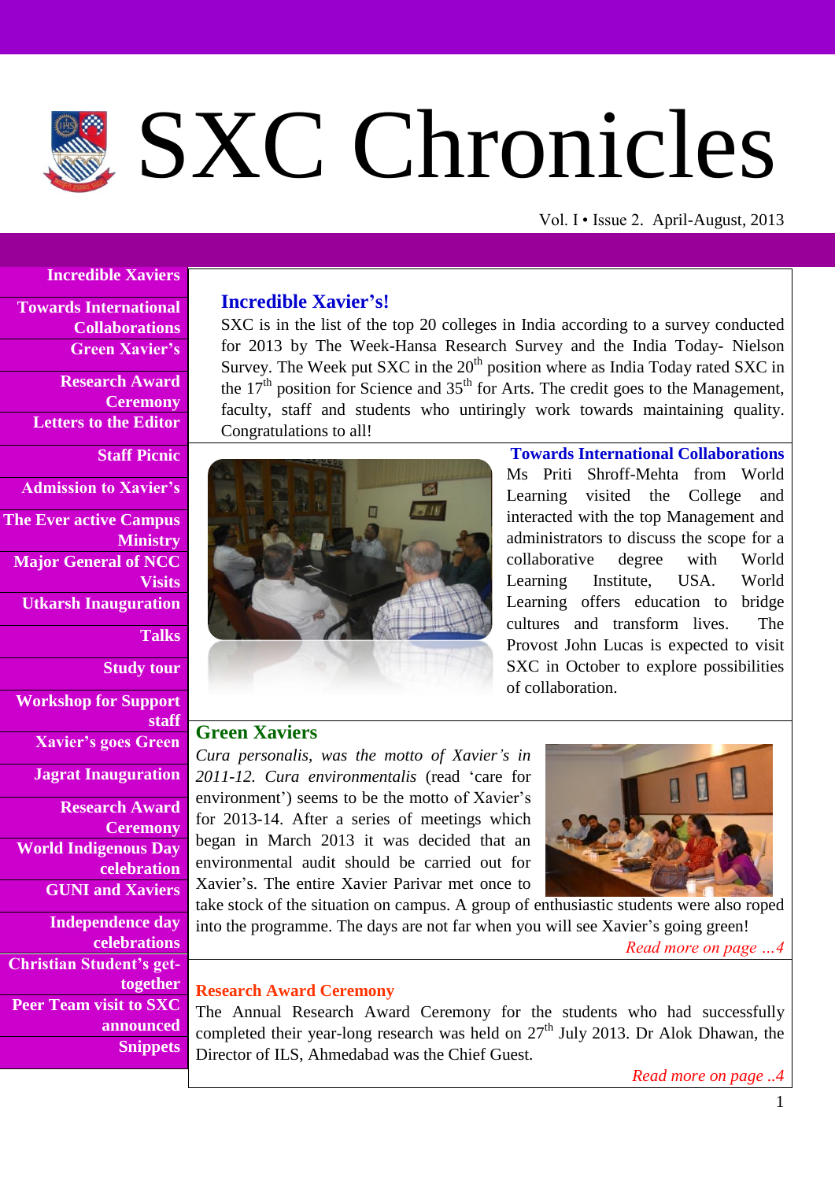# SXC Chronicles

Vol. I • Issue 2. April-August, 2013

- Incredible Xaviers
- Towards International Collaborations
- Green Xavier's
- Research Award Ceremony
- Letters to the Editor
- Staff Picnic
- Admission to Xavier's
- The Ever active Campus Ministry
- Major General of NCC Visits
- Utkarsh Inauguration
- Talks
- Study tour
- Workshop for Support staff
- Xavier's goes Green
- Jagrat Inauguration
- Research Award Ceremony
- World Indigenous Day celebration
- GUNI and Xaviers
- Independence day celebrations
- Christian Student's get-together
- Peer Team visit to SXC announced
- Snippets

## Incredible Xavier's!

SXC is in the list of the top 20 colleges in India according to a survey conducted for 2013 by The Week-Hansa Research Survey and the India Today- Nielson Survey. The Week put SXC in the 20th position where as India Today rated SXC in the 17th position for Science and 35th for Arts. The credit goes to the Management, faculty, staff and students who untiringly work towards maintaining quality. Congratulations to all!

## Towards International Collaborations

Ms Priti Shroff-Mehta from World Learning visited the College and interacted with the top Management and administrators to discuss the scope for a collaborative degree with World Learning Institute, USA. World Learning offers education to bridge cultures and transform lives. The Provost John Lucas is expected to visit SXC in October to explore possibilities of collaboration.

## Green Xaviers

*Cura personalis, was the motto of Xavier's in 2011-12. Cura environmentalis* (read 'care for environment') seems to be the motto of Xavier's for 2013-14. After a series of meetings which began in March 2013 it was decided that an environmental audit should be carried out for Xavier's. The entire Xavier Parivar met once to take stock of the situation on campus. A group of enthusiastic students were also roped into the programme. The days are not far when you will see Xavier's going green!

*Read more on page ...4*

## Research Award Ceremony

The Annual Research Award Ceremony for the students who had successfully completed their year-long research was held on 27th July 2013. Dr Alok Dhawan, the Director of ILS, Ahmedabad was the Chief Guest.

*Read more on page ..4*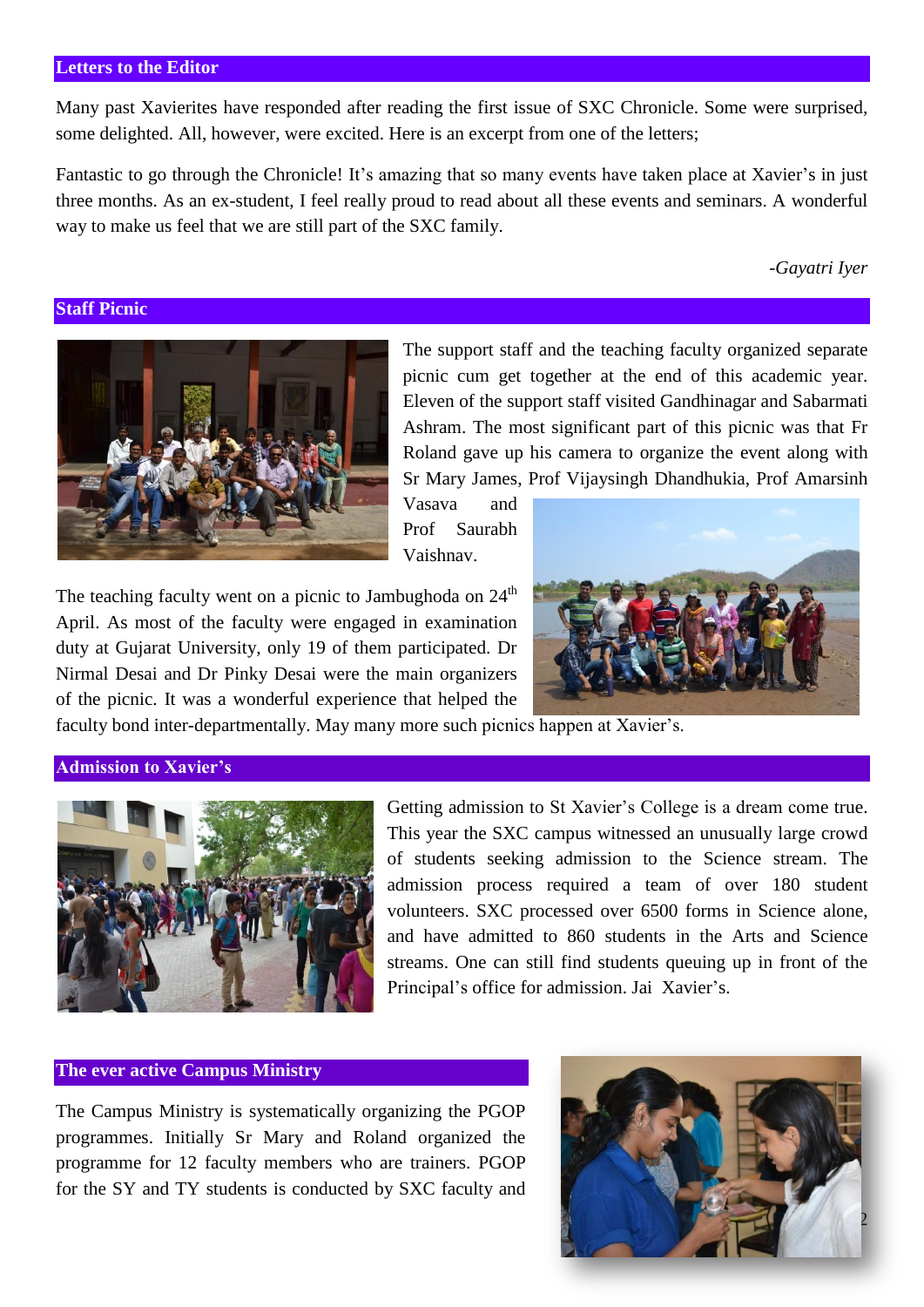## Letters to the Editor

Many past Xavierites have responded after reading the first issue of SXC Chronicle. Some were surprised, some delighted. All, however, were excited. Here is an excerpt from one of the letters;

Fantastic to go through the Chronicle! It's amazing that so many events have taken place at Xavier's in just three months. As an ex-student, I feel really proud to read about all these events and seminars. A wonderful way to make us feel that we are still part of the SXC family.

*-Gayatri Iyer*

## Staff Picnic

The support staff and the teaching faculty organized separate picnic cum get together at the end of this academic year. Eleven of the support staff visited Gandhinagar and Sabarmati Ashram. The most significant part of this picnic was that Fr Roland gave up his camera to organize the event along with Sr Mary James, Prof Vijaysingh Dhandhukia, Prof Amarsinh Vasava and Prof Saurabh Vaishnav.

The teaching faculty went on a picnic to Jambughoda on 24th April. As most of the faculty were engaged in examination duty at Gujarat University, only 19 of them participated. Dr Nirmal Desai and Dr Pinky Desai were the main organizers of the picnic. It was a wonderful experience that helped the faculty bond inter-departmentally. May many more such picnics happen at Xavier's.

## Admission to Xavier's

Getting admission to St Xavier's College is a dream come true. This year the SXC campus witnessed an unusually large crowd of students seeking admission to the Science stream. The admission process required a team of over 180 student volunteers. SXC processed over 6500 forms in Science alone, and have admitted to 860 students in the Arts and Science streams. One can still find students queuing up in front of the Principal's office for admission. Jai Xavier's.

## The ever active Campus Ministry

The Campus Ministry is systematically organizing the PGOP programmes. Initially Sr Mary and Roland organized the programme for 12 faculty members who are trainers. PGOP for the SY and TY students is conducted by SXC faculty and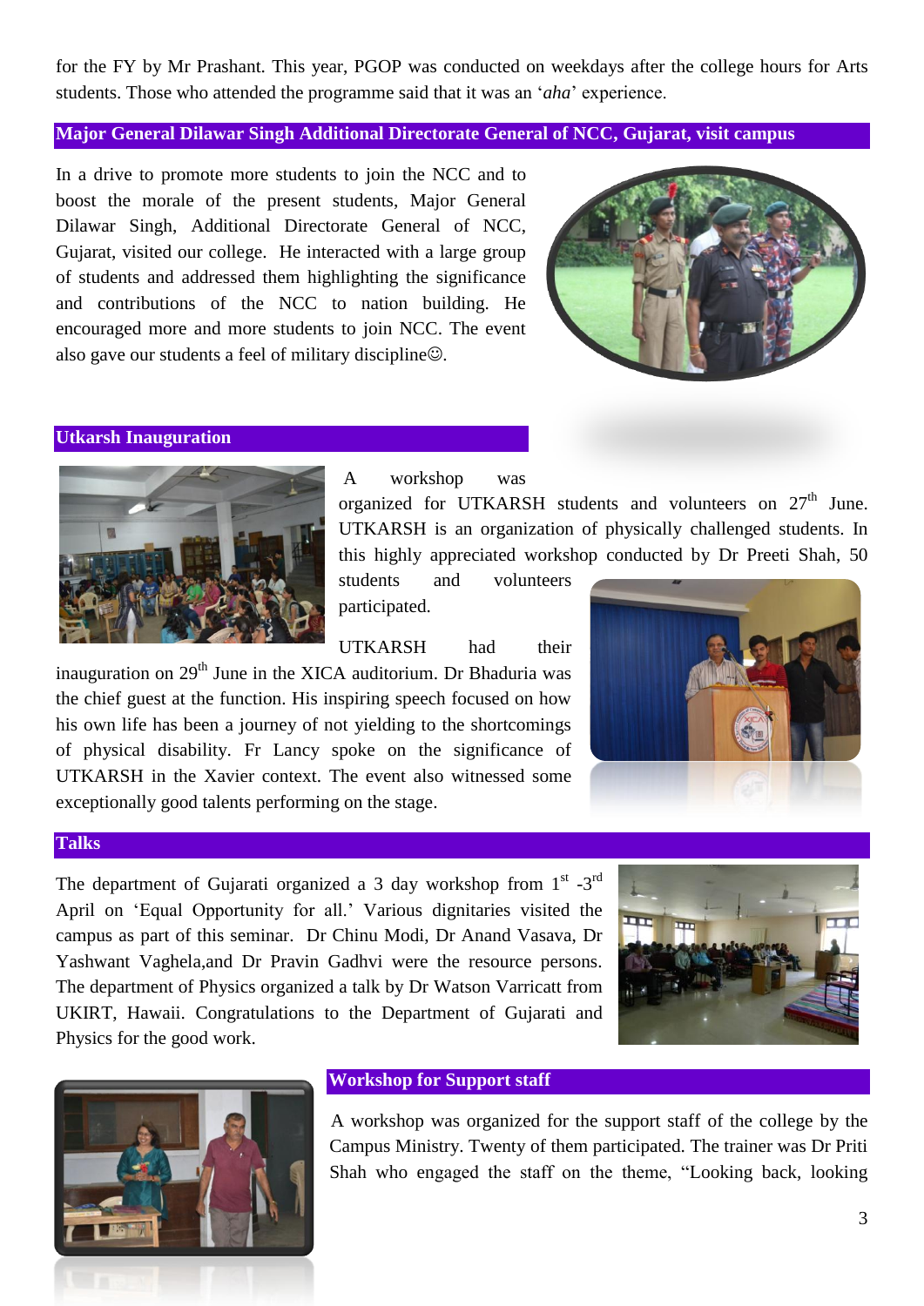for the FY by Mr Prashant. This year, PGOP was conducted on weekdays after the college hours for Arts students. Those who attended the programme said that it was an '*aha*' experience.

## Major General Dilawar Singh Additional Directorate General of NCC, Gujarat, visit campus

In a drive to promote more students to join the NCC and to boost the morale of the present students, Major General Dilawar Singh, Additional Directorate General of NCC, Gujarat, visited our college. He interacted with a large group of students and addressed them highlighting the significance and contributions of the NCC to nation building. He encouraged more and more students to join NCC. The event also gave our students a feel of military discipline☺.

## Utkarsh Inauguration

A workshop was organized for UTKARSH students and volunteers on 27th June. UTKARSH is an organization of physically challenged students. In this highly appreciated workshop conducted by Dr Preeti Shah, 50 students and volunteers participated.

UTKARSH had their inauguration on 29th June in the XICA auditorium. Dr Bhaduria was the chief guest at the function. His inspiring speech focused on how his own life has been a journey of not yielding to the shortcomings of physical disability. Fr Lancy spoke on the significance of UTKARSH in the Xavier context. The event also witnessed some exceptionally good talents performing on the stage.

## Talks

The department of Gujarati organized a 3 day workshop from 1st -3rd April on 'Equal Opportunity for all.' Various dignitaries visited the campus as part of this seminar. Dr Chinu Modi, Dr Anand Vasava, Dr Yashwant Vaghela,and Dr Pravin Gadhvi were the resource persons. The department of Physics organized a talk by Dr Watson Varricatt from UKIRT, Hawaii. Congratulations to the Department of Gujarati and Physics for the good work.

## Workshop for Support staff

A workshop was organized for the support staff of the college by the Campus Ministry. Twenty of them participated. The trainer was Dr Priti Shah who engaged the staff on the theme, "Looking back, looking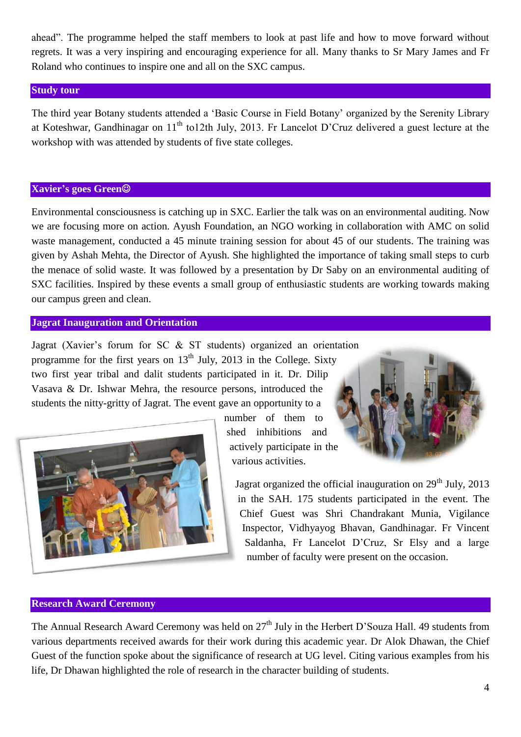ahead". The programme helped the staff members to look at past life and how to move forward without regrets. It was a very inspiring and encouraging experience for all. Many thanks to Sr Mary James and Fr Roland who continues to inspire one and all on the SXC campus.

## Study tour

The third year Botany students attended a 'Basic Course in Field Botany' organized by the Serenity Library at Koteshwar, Gandhinagar on 11th to12th July, 2013. Fr Lancelot D'Cruz delivered a guest lecture at the workshop with was attended by students of five state colleges.

## Xavier's goes Green☺

Environmental consciousness is catching up in SXC. Earlier the talk was on an environmental auditing. Now we are focusing more on action. Ayush Foundation, an NGO working in collaboration with AMC on solid waste management, conducted a 45 minute training session for about 45 of our students. The training was given by Ashah Mehta, the Director of Ayush. She highlighted the importance of taking small steps to curb the menace of solid waste. It was followed by a presentation by Dr Saby on an environmental auditing of SXC facilities. Inspired by these events a small group of enthusiastic students are working towards making our campus green and clean.

## Jagrat Inauguration and Orientation

Jagrat (Xavier's forum for SC & ST students) organized an orientation programme for the first years on 13th July, 2013 in the College. Sixty two first year tribal and dalit students participated in it. Dr. Dilip Vasava & Dr. Ishwar Mehra, the resource persons, introduced the students the nitty-gritty of Jagrat. The event gave an opportunity to a number of them to shed inhibitions and actively participate in the various activities.

Jagrat organized the official inauguration on 29th July, 2013 in the SAH. 175 students participated in the event. The Chief Guest was Shri Chandrakant Munia, Vigilance Inspector, Vidhyayog Bhavan, Gandhinagar. Fr Vincent Saldanha, Fr Lancelot D'Cruz, Sr Elsy and a large number of faculty were present on the occasion.

## Research Award Ceremony

The Annual Research Award Ceremony was held on 27th July in the Herbert D'Souza Hall. 49 students from various departments received awards for their work during this academic year. Dr Alok Dhawan, the Chief Guest of the function spoke about the significance of research at UG level. Citing various examples from his life, Dr Dhawan highlighted the role of research in the character building of students.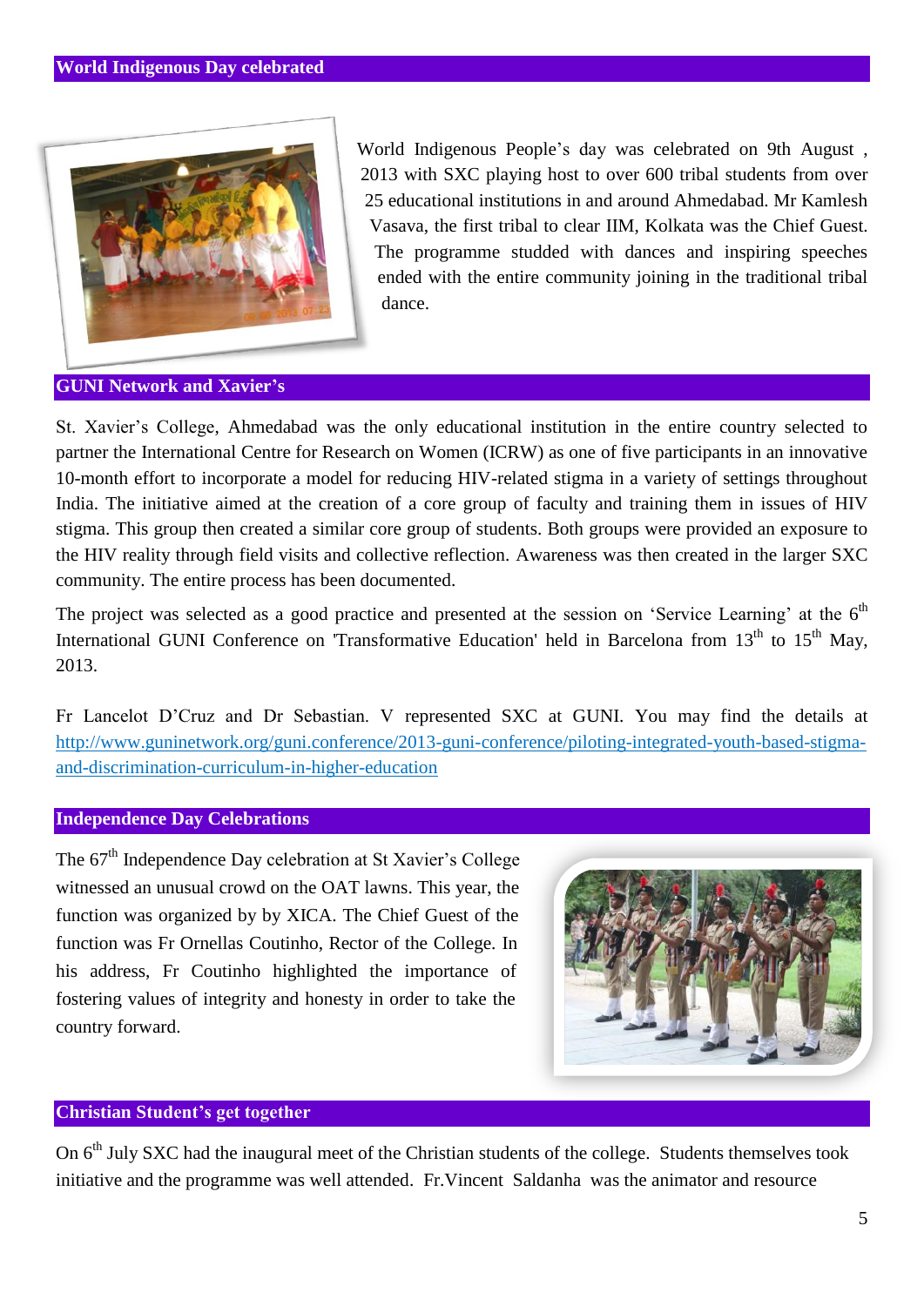## World Indigenous Day celebrated

World Indigenous People's day was celebrated on 9th August , 2013 with SXC playing host to over 600 tribal students from over 25 educational institutions in and around Ahmedabad. Mr Kamlesh Vasava, the first tribal to clear IIM, Kolkata was the Chief Guest. The programme studded with dances and inspiring speeches ended with the entire community joining in the traditional tribal dance.

## GUNI Network and Xavier's

St. Xavier's College, Ahmedabad was the only educational institution in the entire country selected to partner the International Centre for Research on Women (ICRW) as one of five participants in an innovative 10-month effort to incorporate a model for reducing HIV-related stigma in a variety of settings throughout India. The initiative aimed at the creation of a core group of faculty and training them in issues of HIV stigma. This group then created a similar core group of students. Both groups were provided an exposure to the HIV reality through field visits and collective reflection. Awareness was then created in the larger SXC community. The entire process has been documented.

The project was selected as a good practice and presented at the session on 'Service Learning' at the 6th International GUNI Conference on 'Transformative Education' held in Barcelona from 13th to 15th May, 2013.

Fr Lancelot D'Cruz and Dr Sebastian. V represented SXC at GUNI. You may find the details at http://www.guninetwork.org/guni.conference/2013-guni-conference/piloting-integrated-youth-based-stigma-and-discrimination-curriculum-in-higher-education

## Independence Day Celebrations

The 67th Independence Day celebration at St Xavier's College witnessed an unusual crowd on the OAT lawns. This year, the function was organized by by XICA. The Chief Guest of the function was Fr Ornellas Coutinho, Rector of the College. In his address, Fr Coutinho highlighted the importance of fostering values of integrity and honesty in order to take the country forward.

## Christian Student's get together

On 6th July SXC had the inaugural meet of the Christian students of the college. Students themselves took initiative and the programme was well attended. Fr.Vincent Saldanha was the animator and resource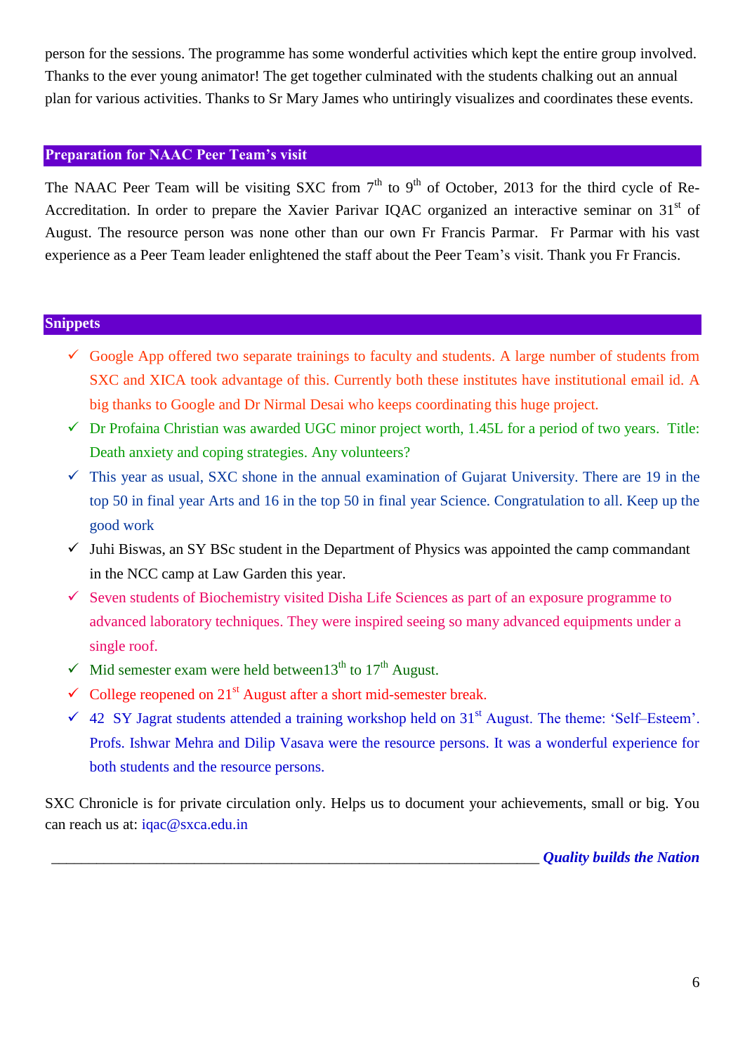person for the sessions. The programme has some wonderful activities which kept the entire group involved. Thanks to the ever young animator! The get together culminated with the students chalking out an annual plan for various activities. Thanks to Sr Mary James who untiringly visualizes and coordinates these events.

## Preparation for NAAC Peer Team's visit

The NAAC Peer Team will be visiting SXC from 7th to 9th of October, 2013 for the third cycle of Re-Accreditation. In order to prepare the Xavier Parivar IQAC organized an interactive seminar on 31st of August. The resource person was none other than our own Fr Francis Parmar. Fr Parmar with his vast experience as a Peer Team leader enlightened the staff about the Peer Team's visit. Thank you Fr Francis.

## Snippets

- ✓ Google App offered two separate trainings to faculty and students. A large number of students from SXC and XICA took advantage of this. Currently both these institutes have institutional email id. A big thanks to Google and Dr Nirmal Desai who keeps coordinating this huge project.
- ✓ Dr Profaina Christian was awarded UGC minor project worth, 1.45L for a period of two years. Title: Death anxiety and coping strategies. Any volunteers?
- ✓ This year as usual, SXC shone in the annual examination of Gujarat University. There are 19 in the top 50 in final year Arts and 16 in the top 50 in final year Science. Congratulation to all. Keep up the good work
- ✓ Juhi Biswas, an SY BSc student in the Department of Physics was appointed the camp commandant in the NCC camp at Law Garden this year.
- ✓ Seven students of Biochemistry visited Disha Life Sciences as part of an exposure programme to advanced laboratory techniques. They were inspired seeing so many advanced equipments under a single roof.
- ✓ Mid semester exam were held between13th to 17th August.
- ✓ College reopened on 21st August after a short mid-semester break.
- ✓ 42 SY Jagrat students attended a training workshop held on 31st August. The theme: 'Self–Esteem'. Profs. Ishwar Mehra and Dilip Vasava were the resource persons. It was a wonderful experience for both students and the resource persons.

SXC Chronicle is for private circulation only. Helps us to document your achievements, small or big. You can reach us at: iqac@sxca.edu.in

_______________________________________________________________ ***Quality builds the Nation***